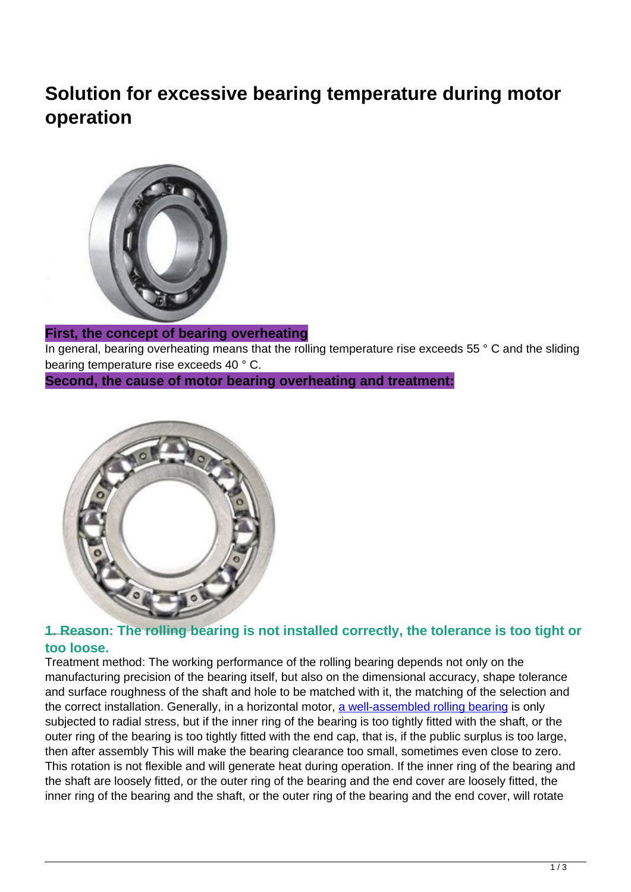# Solution for excessive bearing temperature during motor operation

**First, the concept of bearing overheating**

In general, bearing overheating means that the rolling temperature rise exceeds 55 ° C and the sliding bearing temperature rise exceeds 40 ° C.

**Second, the cause of motor bearing overheating and treatment:**

### 1. Reason: The rolling bearing is not installed correctly, the tolerance is too tight or too loose.

Treatment method: The working performance of the rolling bearing depends not only on the manufacturing precision of the bearing itself, but also on the dimensional accuracy, shape tolerance and surface roughness of the shaft and hole to be matched with it, the matching of the selection and the correct installation. Generally, in a horizontal motor, a well-assembled rolling bearing is only subjected to radial stress, but if the inner ring of the bearing is too tightly fitted with the shaft, or the outer ring of the bearing is too tightly fitted with the end cap, that is, if the public surplus is too large, then after assembly This will make the bearing clearance too small, sometimes even close to zero. This rotation is not flexible and will generate heat during operation. If the inner ring of the bearing and the shaft are loosely fitted, or the outer ring of the bearing and the end cover are loosely fitted, the inner ring of the bearing and the shaft, or the outer ring of the bearing and the end cover, will rotate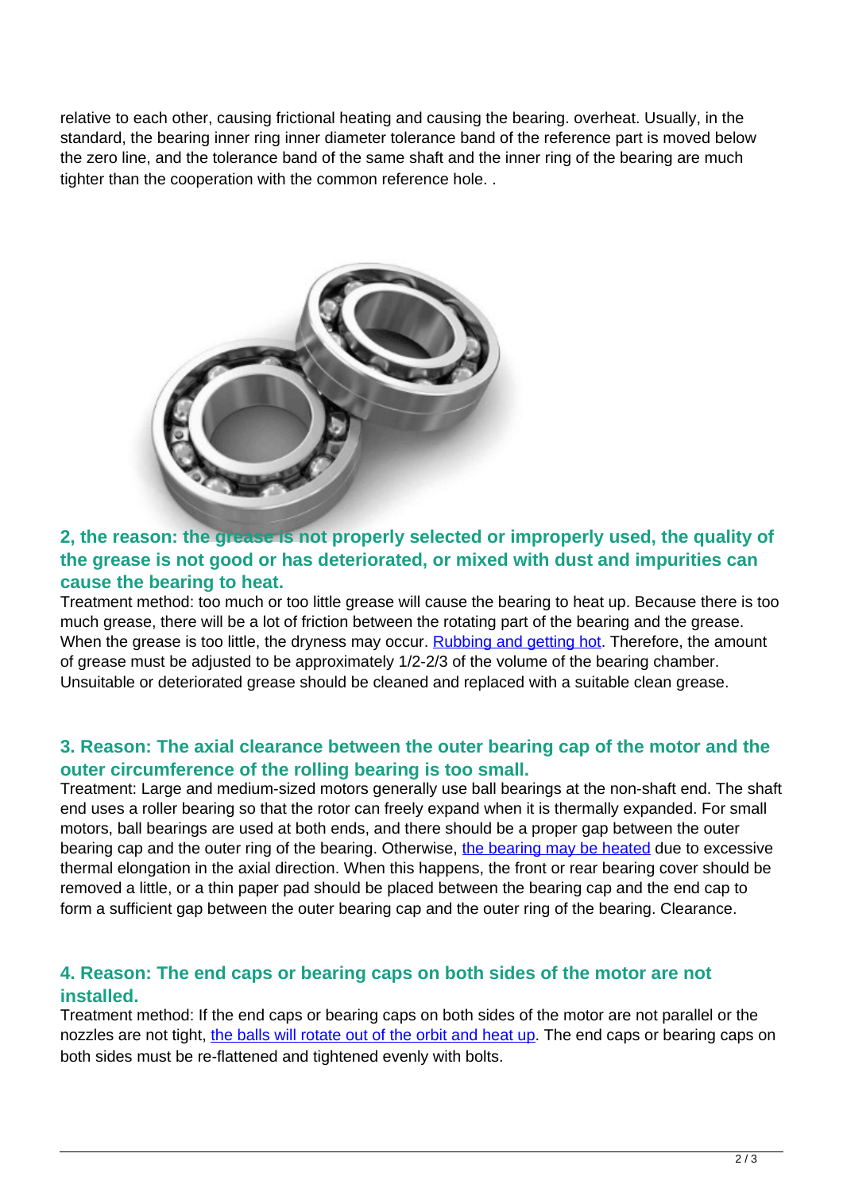relative to each other, causing frictional heating and causing the bearing. overheat. Usually, in the standard, the bearing inner ring inner diameter tolerance band of the reference part is moved below the zero line, and the tolerance band of the same shaft and the inner ring of the bearing are much tighter than the cooperation with the common reference hole. .

### 2, the reason: the grease is not properly selected or improperly used, the quality of the grease is not good or has deteriorated, or mixed with dust and impurities can cause the bearing to heat.

Treatment method: too much or too little grease will cause the bearing to heat up. Because there is too much grease, there will be a lot of friction between the rotating part of the bearing and the grease. When the grease is too little, the dryness may occur. Rubbing and getting hot. Therefore, the amount of grease must be adjusted to be approximately 1/2-2/3 of the volume of the bearing chamber. Unsuitable or deteriorated grease should be cleaned and replaced with a suitable clean grease.

### 3. Reason: The axial clearance between the outer bearing cap of the motor and the outer circumference of the rolling bearing is too small.

Treatment: Large and medium-sized motors generally use ball bearings at the non-shaft end. The shaft end uses a roller bearing so that the rotor can freely expand when it is thermally expanded. For small motors, ball bearings are used at both ends, and there should be a proper gap between the outer bearing cap and the outer ring of the bearing. Otherwise, the bearing may be heated due to excessive thermal elongation in the axial direction. When this happens, the front or rear bearing cover should be removed a little, or a thin paper pad should be placed between the bearing cap and the end cap to form a sufficient gap between the outer bearing cap and the outer ring of the bearing. Clearance.

### 4. Reason: The end caps or bearing caps on both sides of the motor are not installed.

Treatment method: If the end caps or bearing caps on both sides of the motor are not parallel or the nozzles are not tight, the balls will rotate out of the orbit and heat up. The end caps or bearing caps on both sides must be re-flattened and tightened evenly with bolts.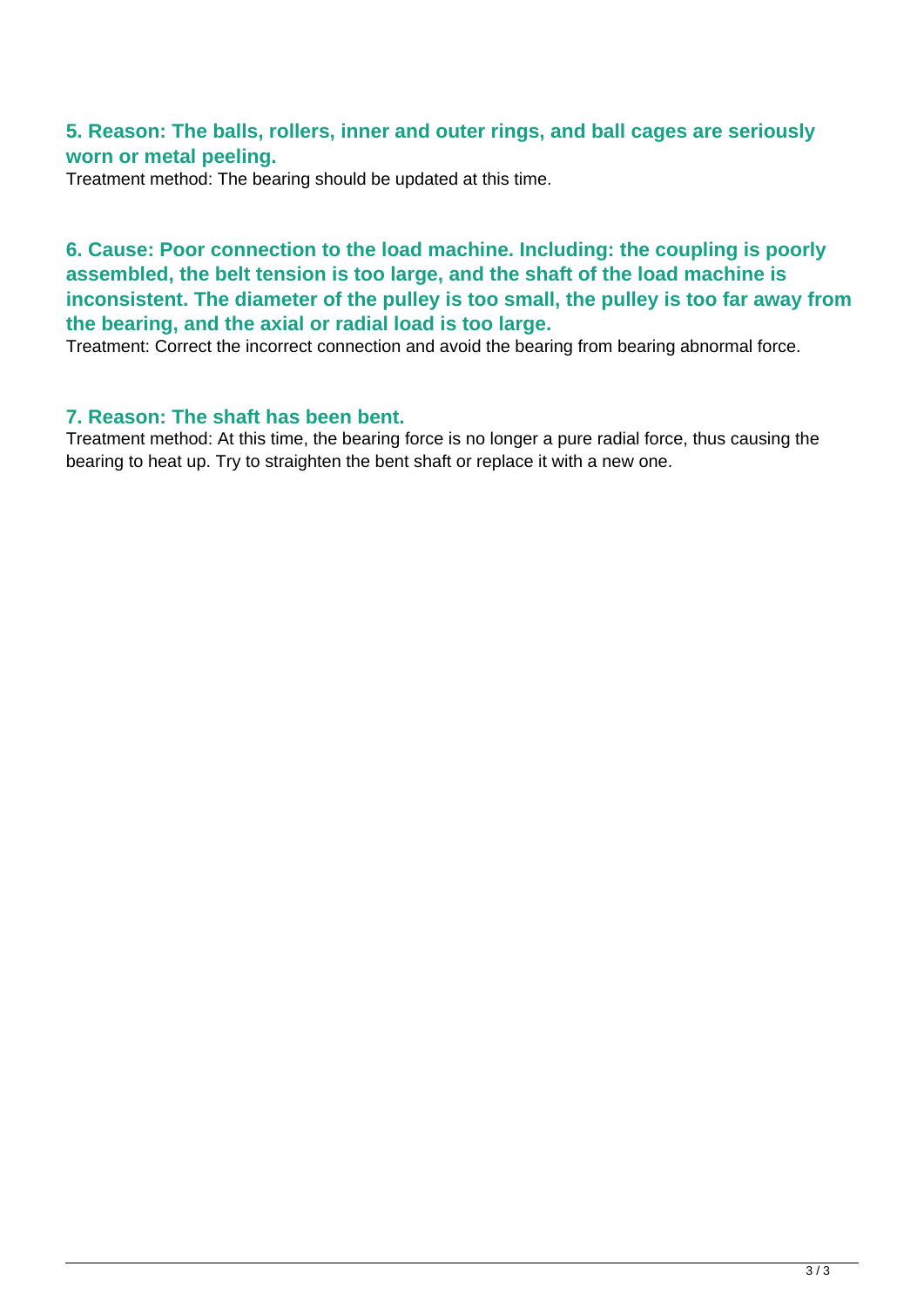### 5. Reason: The balls, rollers, inner and outer rings, and ball cages are seriously worn or metal peeling.

Treatment method: The bearing should be updated at this time.

### 6. Cause: Poor connection to the load machine. Including: the coupling is poorly assembled, the belt tension is too large, and the shaft of the load machine is inconsistent. The diameter of the pulley is too small, the pulley is too far away from the bearing, and the axial or radial load is too large.

Treatment: Correct the incorrect connection and avoid the bearing from bearing abnormal force.

### 7. Reason: The shaft has been bent.

Treatment method: At this time, the bearing force is no longer a pure radial force, thus causing the bearing to heat up. Try to straighten the bent shaft or replace it with a new one.